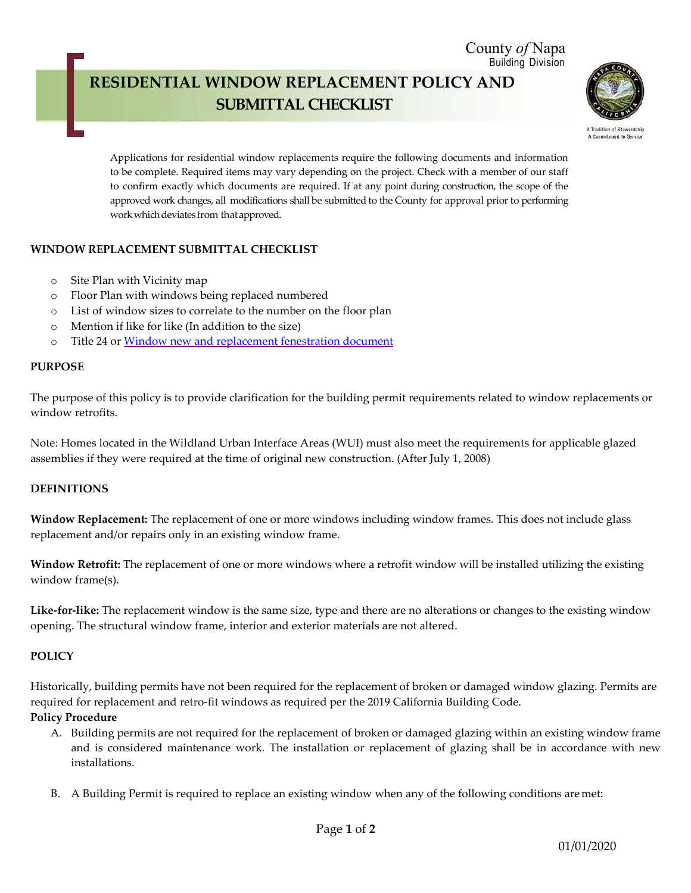County *of* Napa
Building Division

# RESIDENTIAL WINDOW REPLACEMENT POLICY AND SUBMITTAL CHECKLIST

A Tradition of Stewardship
A Commitment to Service

Applications for residential window replacements require the following documents and information to be complete. Required items may vary depending on the project. Check with a member of our staff to confirm exactly which documents are required. If at any point during construction, the scope of the approved work changes, all modifications shall be submitted to the County for approval prior to performing work which deviates from that approved.

## WINDOW REPLACEMENT SUBMITTAL CHECKLIST

- Site Plan with Vicinity map
- Floor Plan with windows being replaced numbered
- List of window sizes to correlate to the number on the floor plan
- Mention if like for like (In addition to the size)
- Title 24 or Window new and replacement fenestration document

## PURPOSE

The purpose of this policy is to provide clarification for the building permit requirements related to window replacements or window retrofits.

Note: Homes located in the Wildland Urban Interface Areas (WUI) must also meet the requirements for applicable glazed assemblies if they were required at the time of original new construction. (After July 1, 2008)

## DEFINITIONS

**Window Replacement:** The replacement of one or more windows including window frames. This does not include glass replacement and/or repairs only in an existing window frame.

**Window Retrofit:** The replacement of one or more windows where a retrofit window will be installed utilizing the existing window frame(s).

**Like-for-like:** The replacement window is the same size, type and there are no alterations or changes to the existing window opening. The structural window frame, interior and exterior materials are not altered.

## POLICY

Historically, building permits have not been required for the replacement of broken or damaged window glazing. Permits are required for replacement and retro-fit windows as required per the 2019 California Building Code.

**Policy Procedure**

A. Building permits are not required for the replacement of broken or damaged glazing within an existing window frame and is considered maintenance work. The installation or replacement of glazing shall be in accordance with new installations.

B. A Building Permit is required to replace an existing window when any of the following conditions are met:

01/01/2020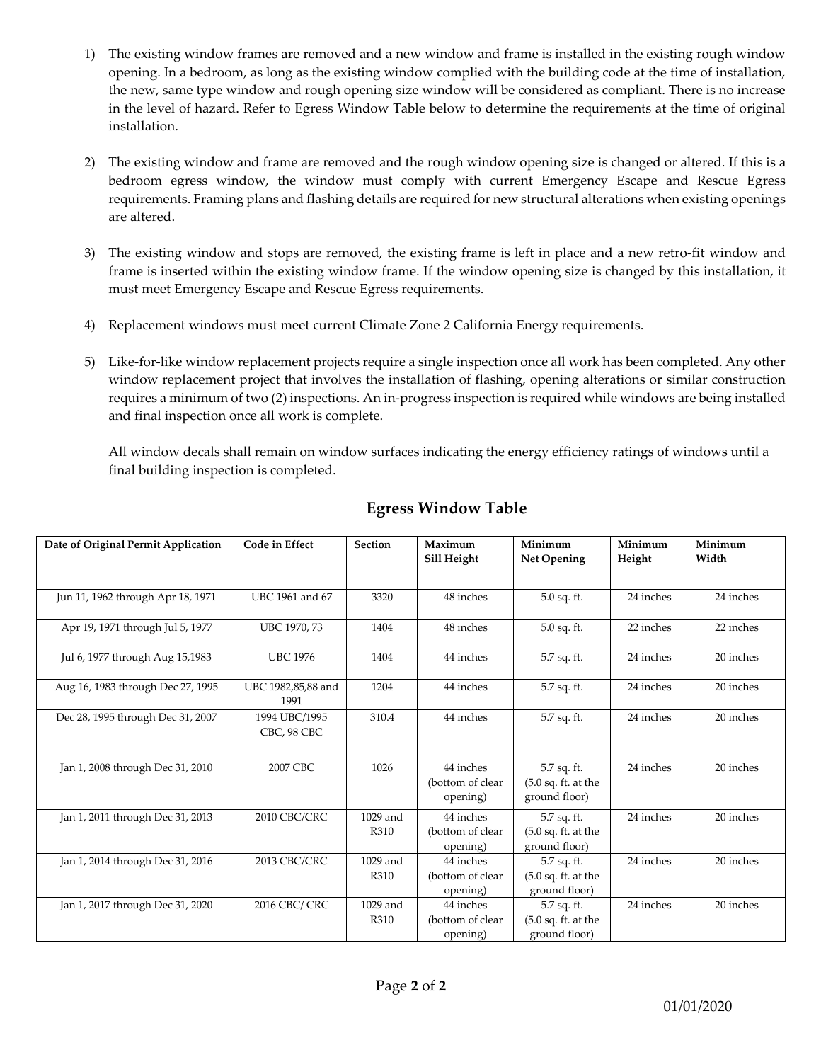1) The existing window frames are removed and a new window and frame is installed in the existing rough window opening. In a bedroom, as long as the existing window complied with the building code at the time of installation, the new, same type window and rough opening size window will be considered as compliant. There is no increase in the level of hazard. Refer to Egress Window Table below to determine the requirements at the time of original installation.

2) The existing window and frame are removed and the rough window opening size is changed or altered. If this is a bedroom egress window, the window must comply with current Emergency Escape and Rescue Egress requirements. Framing plans and flashing details are required for new structural alterations when existing openings are altered.

3) The existing window and stops are removed, the existing frame is left in place and a new retro-fit window and frame is inserted within the existing window frame. If the window opening size is changed by this installation, it must meet Emergency Escape and Rescue Egress requirements.

4) Replacement windows must meet current Climate Zone 2 California Energy requirements.

5) Like-for-like window replacement projects require a single inspection once all work has been completed. Any other window replacement project that involves the installation of flashing, opening alterations or similar construction requires a minimum of two (2) inspections. An in-progress inspection is required while windows are being installed and final inspection once all work is complete.

   All window decals shall remain on window surfaces indicating the energy efficiency ratings of windows until a final building inspection is completed.

## Egress Window Table

| Date of Original Permit Application | Code in Effect | Section | Maximum Sill Height | Minimum Net Opening | Minimum Height | Minimum Width |
|---|---|---|---|---|---|---|
| Jun 11, 1962 through Apr 18, 1971 | UBC 1961 and 67 | 3320 | 48 inches | 5.0 sq. ft. | 24 inches | 24 inches |
| Apr 19, 1971 through Jul 5, 1977 | UBC 1970, 73 | 1404 | 48 inches | 5.0 sq. ft. | 22 inches | 22 inches |
| Jul 6, 1977 through Aug 15,1983 | UBC 1976 | 1404 | 44 inches | 5.7 sq. ft. | 24 inches | 20 inches |
| Aug 16, 1983 through Dec 27, 1995 | UBC 1982,85,88 and 1991 | 1204 | 44 inches | 5.7 sq. ft. | 24 inches | 20 inches |
| Dec 28, 1995 through Dec 31, 2007 | 1994 UBC/1995 CBC, 98 CBC | 310.4 | 44 inches | 5.7 sq. ft. | 24 inches | 20 inches |
| Jan 1, 2008 through Dec 31, 2010 | 2007 CBC | 1026 | 44 inches (bottom of clear opening) | 5.7 sq. ft. (5.0 sq. ft. at the ground floor) | 24 inches | 20 inches |
| Jan 1, 2011 through Dec 31, 2013 | 2010 CBC/CRC | 1029 and R310 | 44 inches (bottom of clear opening) | 5.7 sq. ft. (5.0 sq. ft. at the ground floor) | 24 inches | 20 inches |
| Jan 1, 2014 through Dec 31, 2016 | 2013 CBC/CRC | 1029 and R310 | 44 inches (bottom of clear opening) | 5.7 sq. ft. (5.0 sq. ft. at the ground floor) | 24 inches | 20 inches |
| Jan 1, 2017 through Dec 31, 2020 | 2016 CBC/ CRC | 1029 and R310 | 44 inches (bottom of clear opening) | 5.7 sq. ft. (5.0 sq. ft. at the ground floor) | 24 inches | 20 inches |

01/01/2020